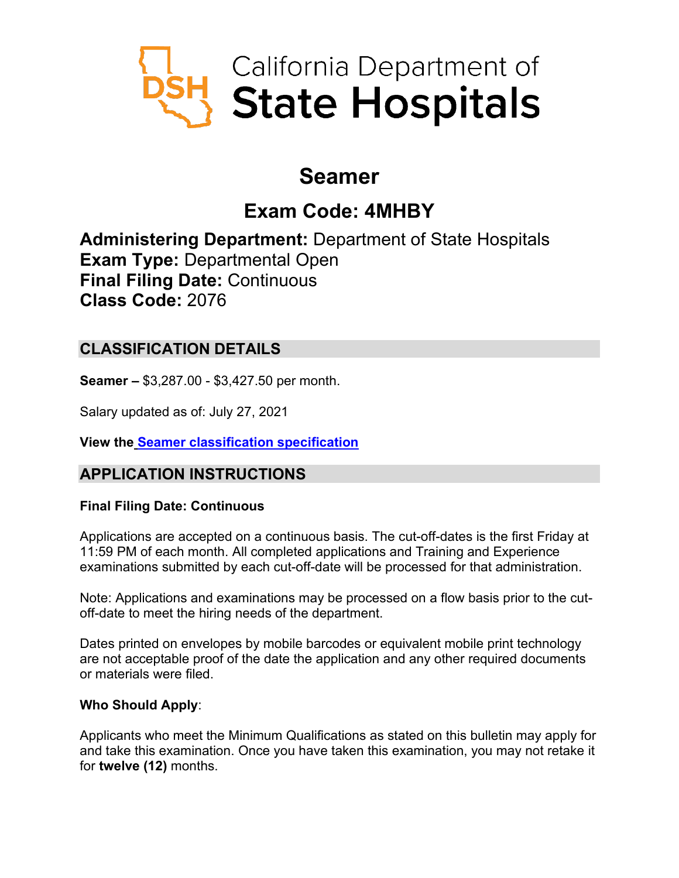# California Department of State Hospitals

# Seamer

## Exam Code: 4MHBY

**Administering Department:** Department of State Hospitals
**Exam Type:** Departmental Open
**Final Filing Date:** Continuous
**Class Code:** 2076

## CLASSIFICATION DETAILS

**Seamer –** $3,287.00 - $3,427.50 per month.

Salary updated as of: July 27, 2021

**View the** [Seamer classification specification]()

## APPLICATION INSTRUCTIONS

**Final Filing Date: Continuous**

Applications are accepted on a continuous basis. The cut-off-dates is the first Friday at 11:59 PM of each month. All completed applications and Training and Experience examinations submitted by each cut-off-date will be processed for that administration.

Note: Applications and examinations may be processed on a flow basis prior to the cut-off-date to meet the hiring needs of the department.

Dates printed on envelopes by mobile barcodes or equivalent mobile print technology are not acceptable proof of the date the application and any other required documents or materials were filed.

**Who Should Apply**:

Applicants who meet the Minimum Qualifications as stated on this bulletin may apply for and take this examination. Once you have taken this examination, you may not retake it for **twelve (12)** months.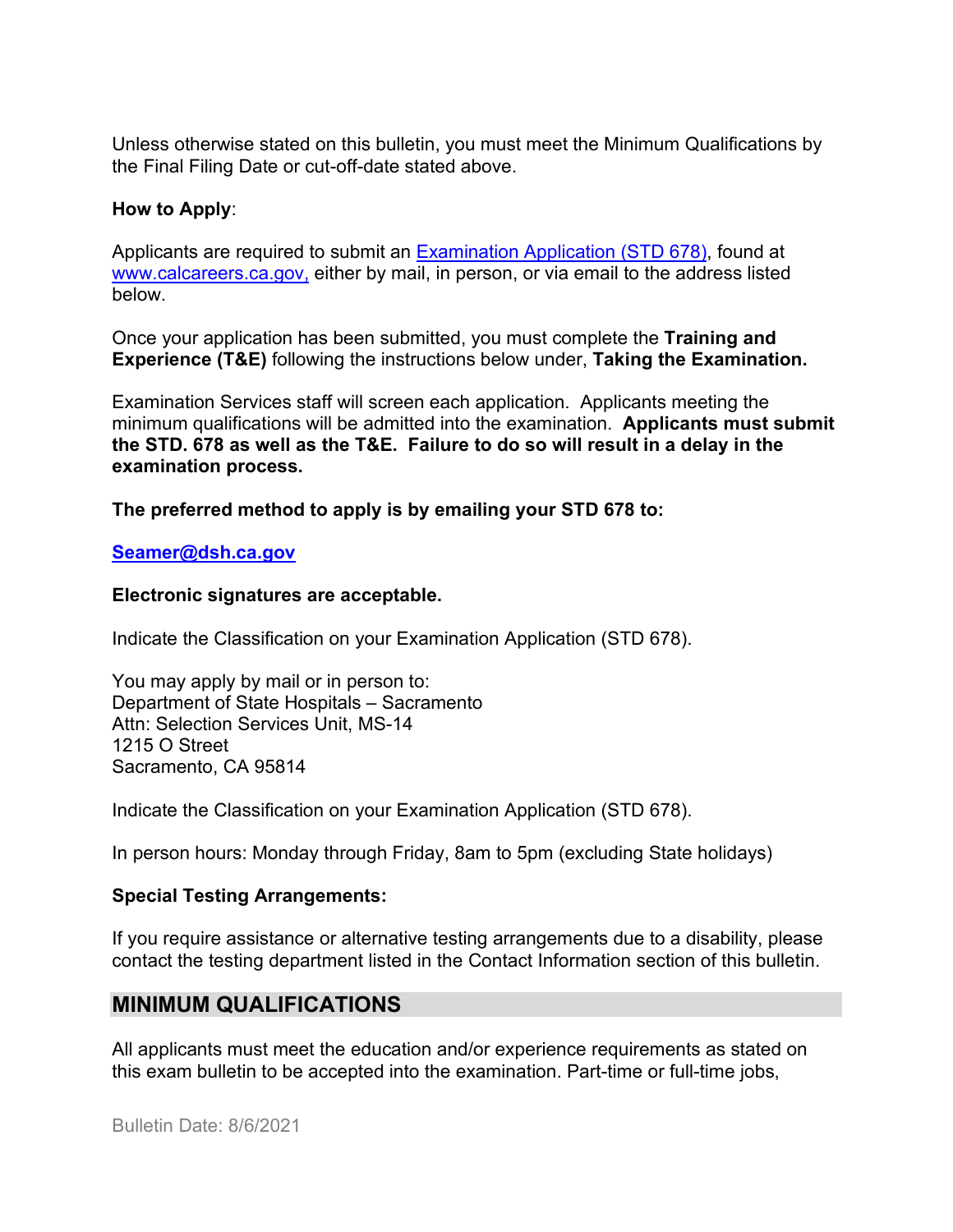Unless otherwise stated on this bulletin, you must meet the Minimum Qualifications by the Final Filing Date or cut-off-date stated above.

**How to Apply**:

Applicants are required to submit an [Examination Application (STD 678)](), found at [www.calcareers.ca.gov,]() either by mail, in person, or via email to the address listed below.

Once your application has been submitted, you must complete the **Training and Experience (T&E)** following the instructions below under, **Taking the Examination.**

Examination Services staff will screen each application. Applicants meeting the minimum qualifications will be admitted into the examination. **Applicants must submit the STD. 678 as well as the T&E. Failure to do so will result in a delay in the examination process.**

**The preferred method to apply is by emailing your STD 678 to:**

**[Seamer@dsh.ca.gov]()**

**Electronic signatures are acceptable.**

Indicate the Classification on your Examination Application (STD 678).

You may apply by mail or in person to:
Department of State Hospitals – Sacramento
Attn: Selection Services Unit, MS-14
1215 O Street
Sacramento, CA 95814

Indicate the Classification on your Examination Application (STD 678).

In person hours: Monday through Friday, 8am to 5pm (excluding State holidays)

**Special Testing Arrangements:**

If you require assistance or alternative testing arrangements due to a disability, please contact the testing department listed in the Contact Information section of this bulletin.

## MINIMUM QUALIFICATIONS

All applicants must meet the education and/or experience requirements as stated on this exam bulletin to be accepted into the examination. Part-time or full-time jobs,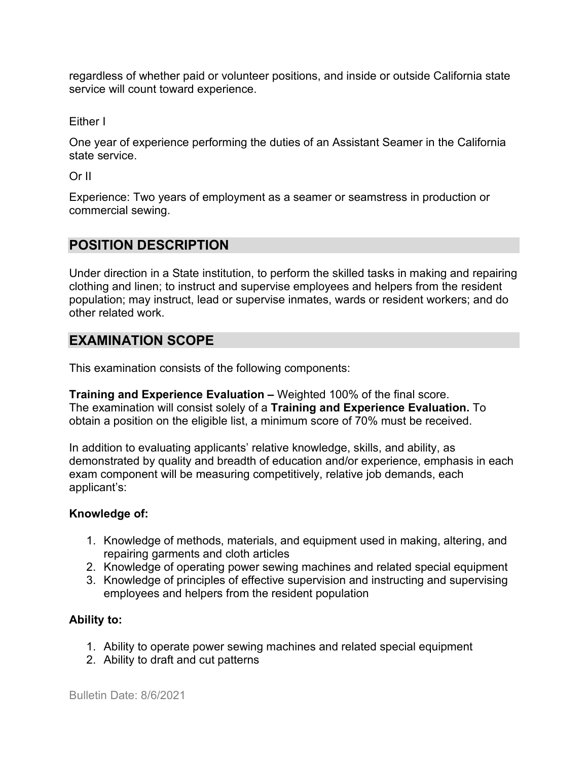regardless of whether paid or volunteer positions, and inside or outside California state service will count toward experience.

Either I

One year of experience performing the duties of an Assistant Seamer in the California state service.

Or II

Experience: Two years of employment as a seamer or seamstress in production or commercial sewing.

## POSITION DESCRIPTION

Under direction in a State institution, to perform the skilled tasks in making and repairing clothing and linen; to instruct and supervise employees and helpers from the resident population; may instruct, lead or supervise inmates, wards or resident workers; and do other related work.

## EXAMINATION SCOPE

This examination consists of the following components:

**Training and Experience Evaluation –** Weighted 100% of the final score.
The examination will consist solely of a **Training and Experience Evaluation.** To obtain a position on the eligible list, a minimum score of 70% must be received.

In addition to evaluating applicants' relative knowledge, skills, and ability, as demonstrated by quality and breadth of education and/or experience, emphasis in each exam component will be measuring competitively, relative job demands, each applicant's:

**Knowledge of:**

1. Knowledge of methods, materials, and equipment used in making, altering, and repairing garments and cloth articles
2. Knowledge of operating power sewing machines and related special equipment
3. Knowledge of principles of effective supervision and instructing and supervising employees and helpers from the resident population

**Ability to:**

1. Ability to operate power sewing machines and related special equipment
2. Ability to draft and cut patterns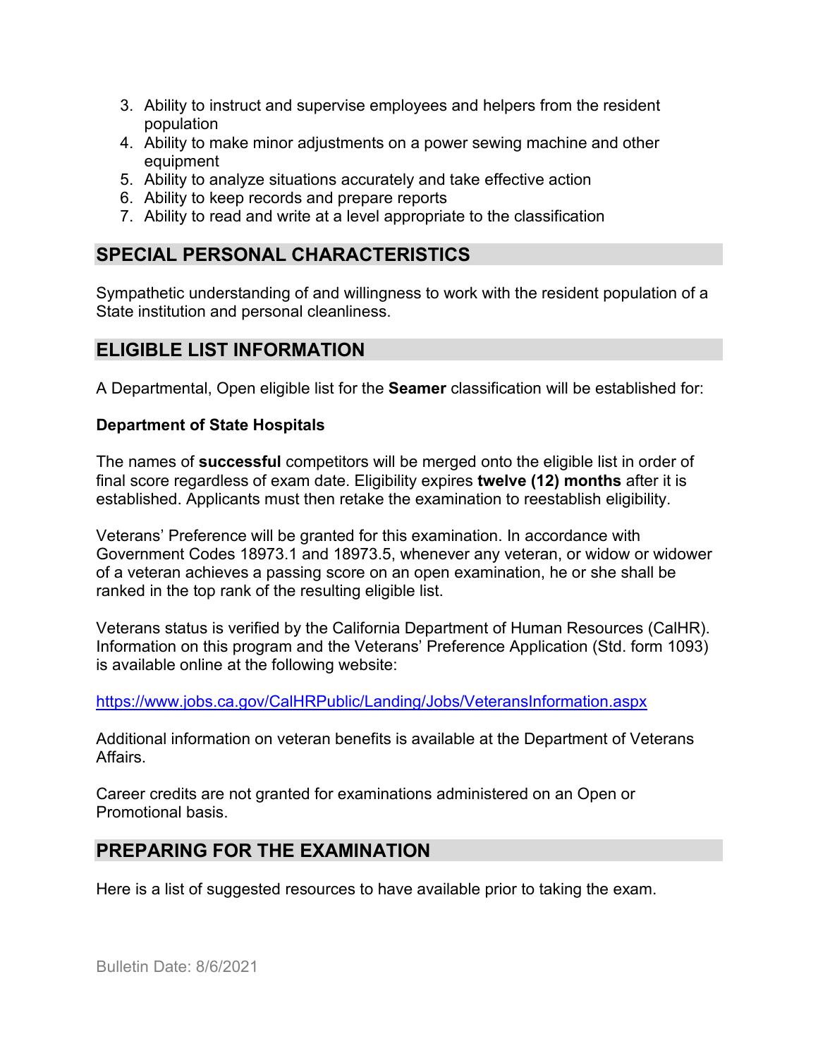3. Ability to instruct and supervise employees and helpers from the resident population
4. Ability to make minor adjustments on a power sewing machine and other equipment
5. Ability to analyze situations accurately and take effective action
6. Ability to keep records and prepare reports
7. Ability to read and write at a level appropriate to the classification

## SPECIAL PERSONAL CHARACTERISTICS

Sympathetic understanding of and willingness to work with the resident population of a State institution and personal cleanliness.

## ELIGIBLE LIST INFORMATION

A Departmental, Open eligible list for the **Seamer** classification will be established for:

**Department of State Hospitals**

The names of **successful** competitors will be merged onto the eligible list in order of final score regardless of exam date. Eligibility expires **twelve (12) months** after it is established. Applicants must then retake the examination to reestablish eligibility.

Veterans' Preference will be granted for this examination. In accordance with Government Codes 18973.1 and 18973.5, whenever any veteran, or widow or widower of a veteran achieves a passing score on an open examination, he or she shall be ranked in the top rank of the resulting eligible list.

Veterans status is verified by the California Department of Human Resources (CalHR). Information on this program and the Veterans' Preference Application (Std. form 1093) is available online at the following website:

https://www.jobs.ca.gov/CalHRPublic/Landing/Jobs/VeteransInformation.aspx

Additional information on veteran benefits is available at the Department of Veterans Affairs.

Career credits are not granted for examinations administered on an Open or Promotional basis.

## PREPARING FOR THE EXAMINATION

Here is a list of suggested resources to have available prior to taking the exam.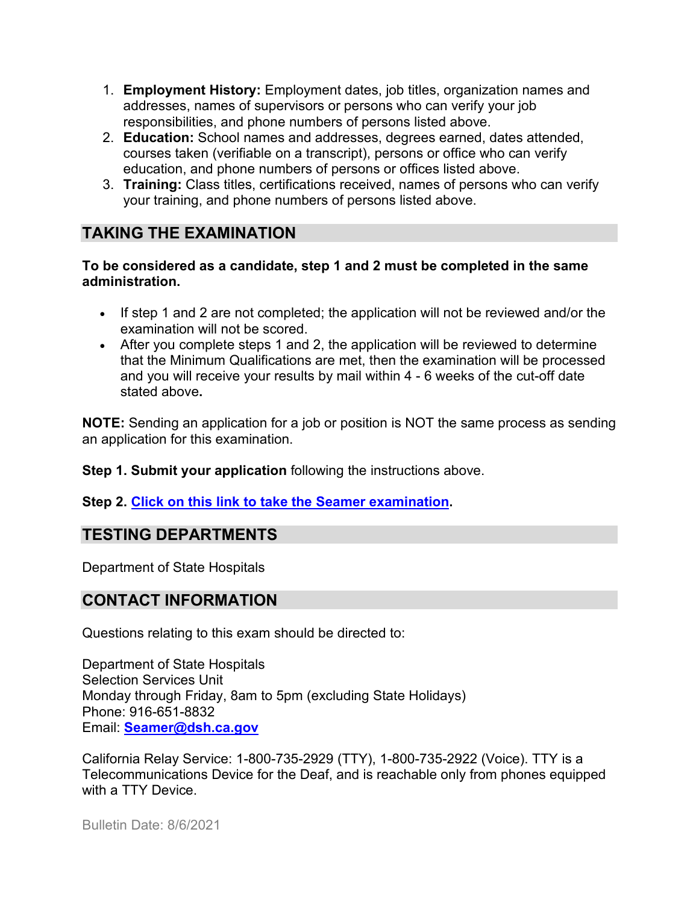1. **Employment History:** Employment dates, job titles, organization names and addresses, names of supervisors or persons who can verify your job responsibilities, and phone numbers of persons listed above.
2. **Education:** School names and addresses, degrees earned, dates attended, courses taken (verifiable on a transcript), persons or office who can verify education, and phone numbers of persons or offices listed above.
3. **Training:** Class titles, certifications received, names of persons who can verify your training, and phone numbers of persons listed above.

## TAKING THE EXAMINATION

**To be considered as a candidate, step 1 and 2 must be completed in the same administration.**

- If step 1 and 2 are not completed; the application will not be reviewed and/or the examination will not be scored.
- After you complete steps 1 and 2, the application will be reviewed to determine that the Minimum Qualifications are met, then the examination will be processed and you will receive your results by mail within 4 - 6 weeks of the cut-off date stated above**.**

**NOTE:** Sending an application for a job or position is NOT the same process as sending an application for this examination.

**Step 1. Submit your application** following the instructions above.

**Step 2. Click on this link to take the Seamer examination.**

## TESTING DEPARTMENTS

Department of State Hospitals

## CONTACT INFORMATION

Questions relating to this exam should be directed to:

Department of State Hospitals
Selection Services Unit
Monday through Friday, 8am to 5pm (excluding State Holidays)
Phone: 916-651-8832
Email: **Seamer@dsh.ca.gov**

California Relay Service: 1-800-735-2929 (TTY), 1-800-735-2922 (Voice). TTY is a Telecommunications Device for the Deaf, and is reachable only from phones equipped with a TTY Device.

Bulletin Date: 8/6/2021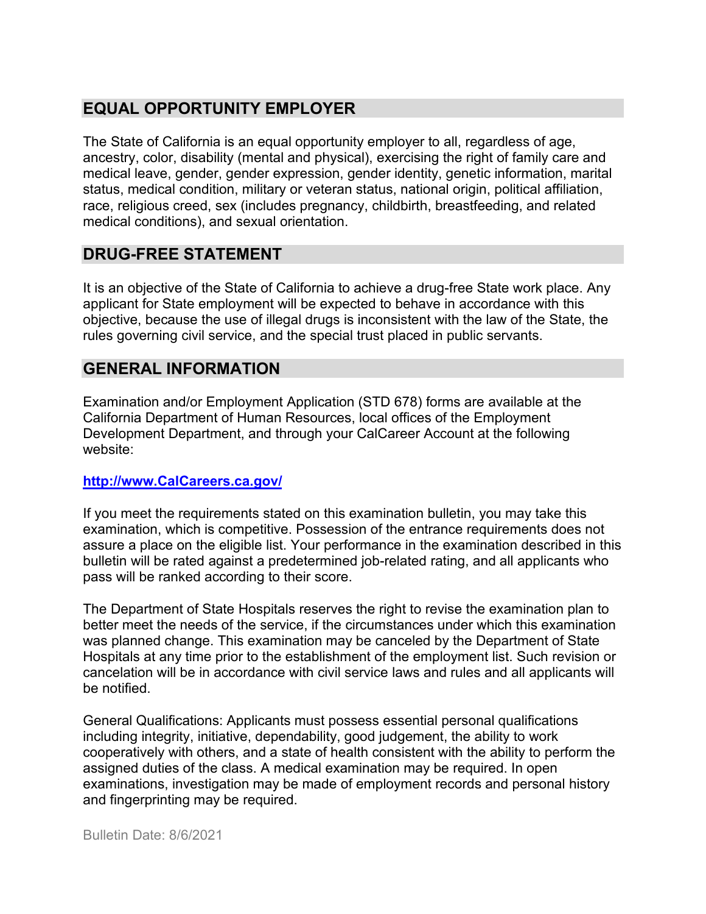## EQUAL OPPORTUNITY EMPLOYER

The State of California is an equal opportunity employer to all, regardless of age, ancestry, color, disability (mental and physical), exercising the right of family care and medical leave, gender, gender expression, gender identity, genetic information, marital status, medical condition, military or veteran status, national origin, political affiliation, race, religious creed, sex (includes pregnancy, childbirth, breastfeeding, and related medical conditions), and sexual orientation.

## DRUG-FREE STATEMENT

It is an objective of the State of California to achieve a drug-free State work place. Any applicant for State employment will be expected to behave in accordance with this objective, because the use of illegal drugs is inconsistent with the law of the State, the rules governing civil service, and the special trust placed in public servants.

## GENERAL INFORMATION

Examination and/or Employment Application (STD 678) forms are available at the California Department of Human Resources, local offices of the Employment Development Department, and through your CalCareer Account at the following website:

**http://www.CalCareers.ca.gov/**

If you meet the requirements stated on this examination bulletin, you may take this examination, which is competitive. Possession of the entrance requirements does not assure a place on the eligible list. Your performance in the examination described in this bulletin will be rated against a predetermined job-related rating, and all applicants who pass will be ranked according to their score.

The Department of State Hospitals reserves the right to revise the examination plan to better meet the needs of the service, if the circumstances under which this examination was planned change. This examination may be canceled by the Department of State Hospitals at any time prior to the establishment of the employment list. Such revision or cancelation will be in accordance with civil service laws and rules and all applicants will be notified.

General Qualifications: Applicants must possess essential personal qualifications including integrity, initiative, dependability, good judgement, the ability to work cooperatively with others, and a state of health consistent with the ability to perform the assigned duties of the class. A medical examination may be required. In open examinations, investigation may be made of employment records and personal history and fingerprinting may be required.

Bulletin Date: 8/6/2021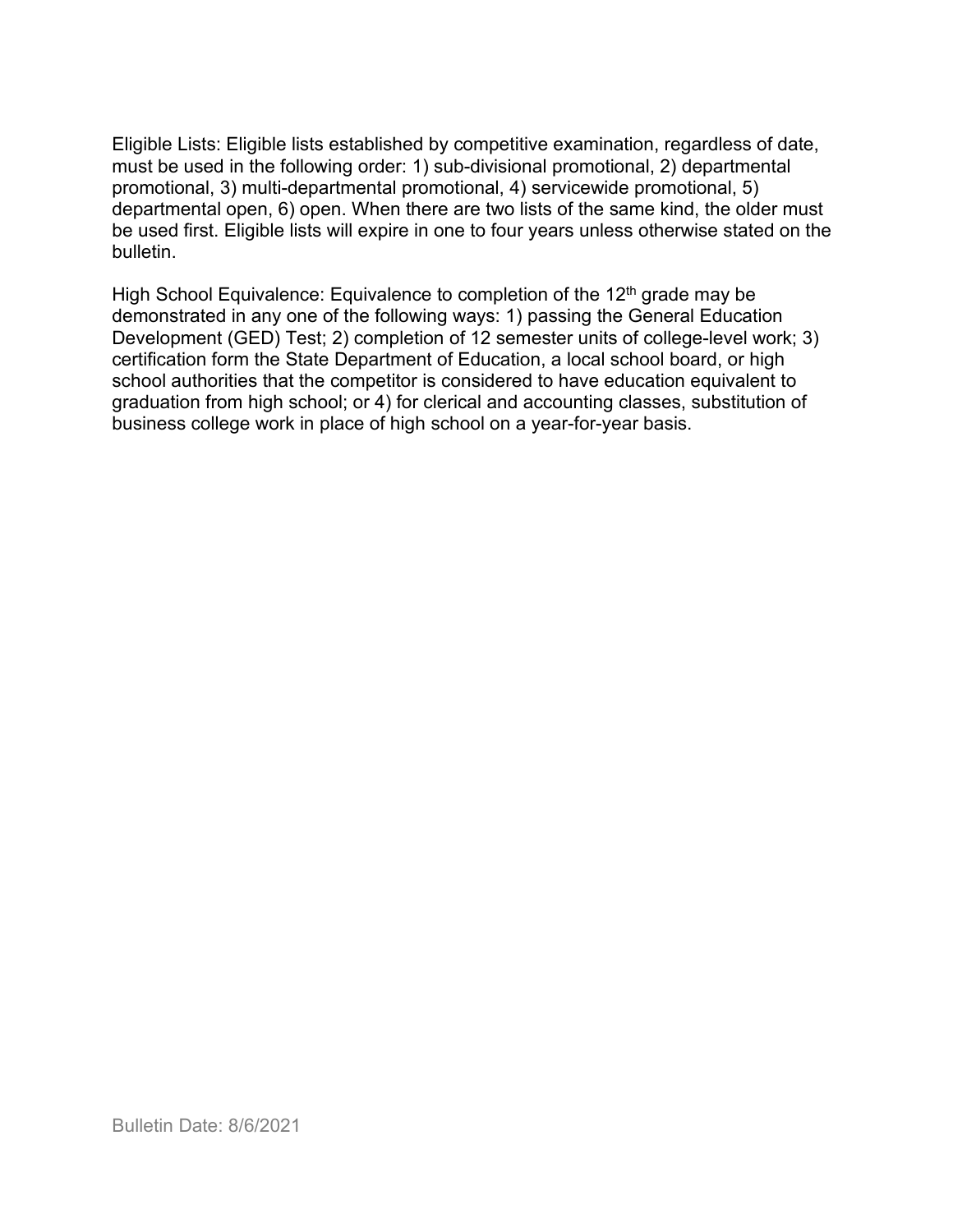Eligible Lists: Eligible lists established by competitive examination, regardless of date, must be used in the following order: 1) sub-divisional promotional, 2) departmental promotional, 3) multi-departmental promotional, 4) servicewide promotional, 5) departmental open, 6) open. When there are two lists of the same kind, the older must be used first. Eligible lists will expire in one to four years unless otherwise stated on the bulletin.

High School Equivalence: Equivalence to completion of the 12th grade may be demonstrated in any one of the following ways: 1) passing the General Education Development (GED) Test; 2) completion of 12 semester units of college-level work; 3) certification form the State Department of Education, a local school board, or high school authorities that the competitor is considered to have education equivalent to graduation from high school; or 4) for clerical and accounting classes, substitution of business college work in place of high school on a year-for-year basis.

Bulletin Date: 8/6/2021